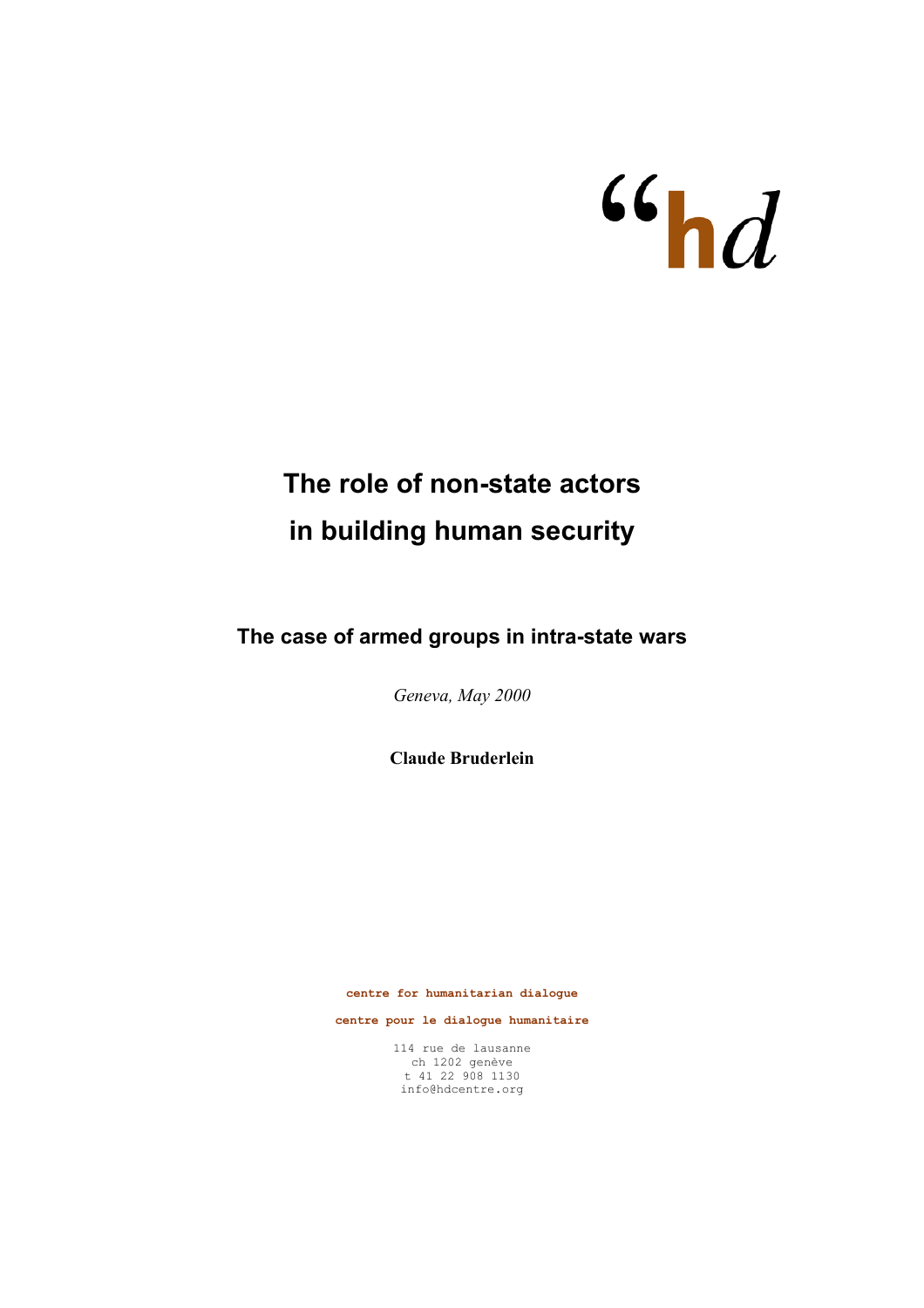“hd

# The role of non-state actors in building human security

## The case of armed groups in intra-state wars

*Geneva, May 2000*

**Claude Bruderlein**

**centre for humanitarian dialogue**

**centre pour le dialogue humanitaire**

114 rue de lausanne
ch 1202 genève
t 41 22 908 1130
info@hdcentre.org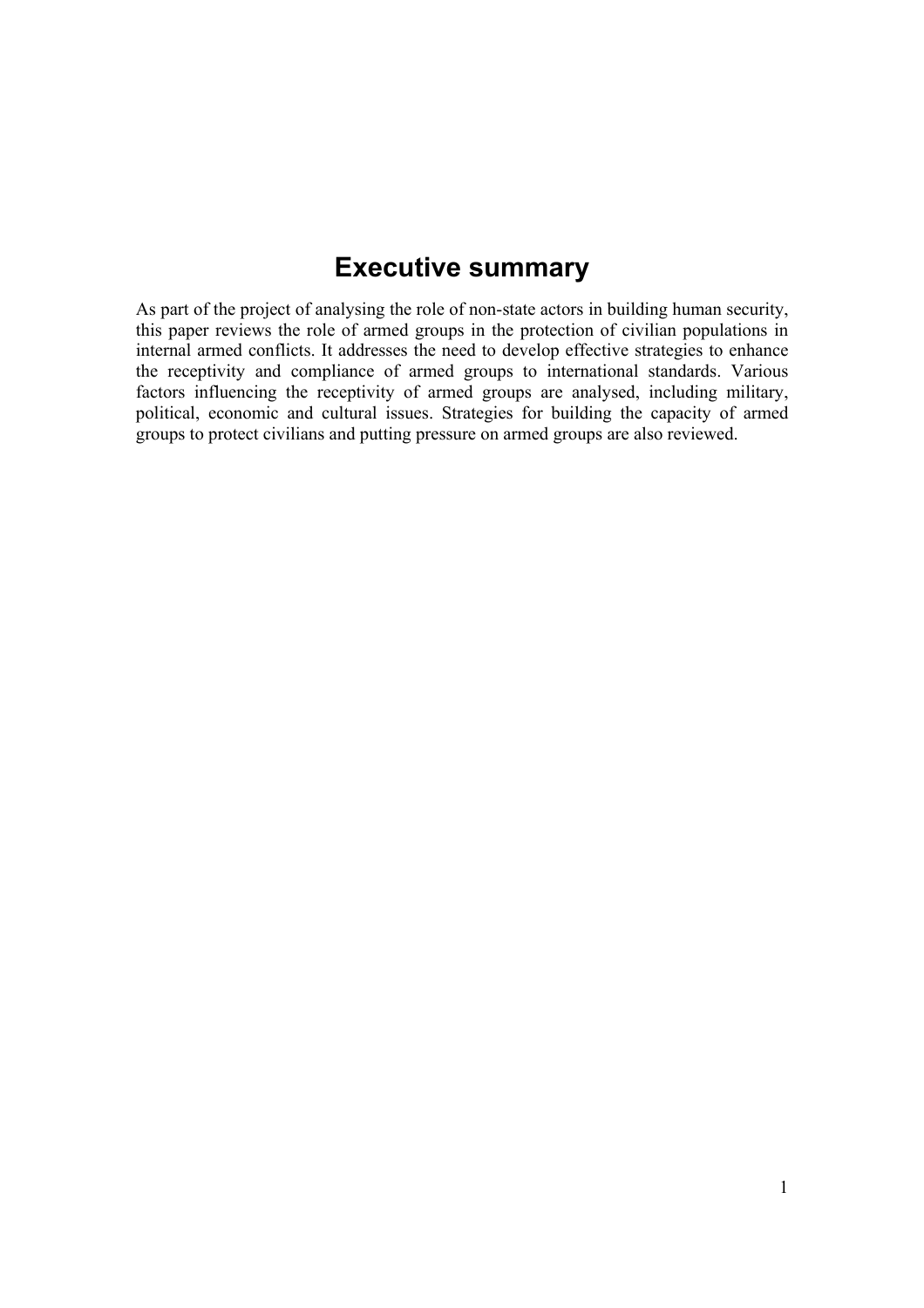# Executive summary

As part of the project of analysing the role of non-state actors in building human security, this paper reviews the role of armed groups in the protection of civilian populations in internal armed conflicts. It addresses the need to develop effective strategies to enhance the receptivity and compliance of armed groups to international standards. Various factors influencing the receptivity of armed groups are analysed, including military, political, economic and cultural issues. Strategies for building the capacity of armed groups to protect civilians and putting pressure on armed groups are also reviewed.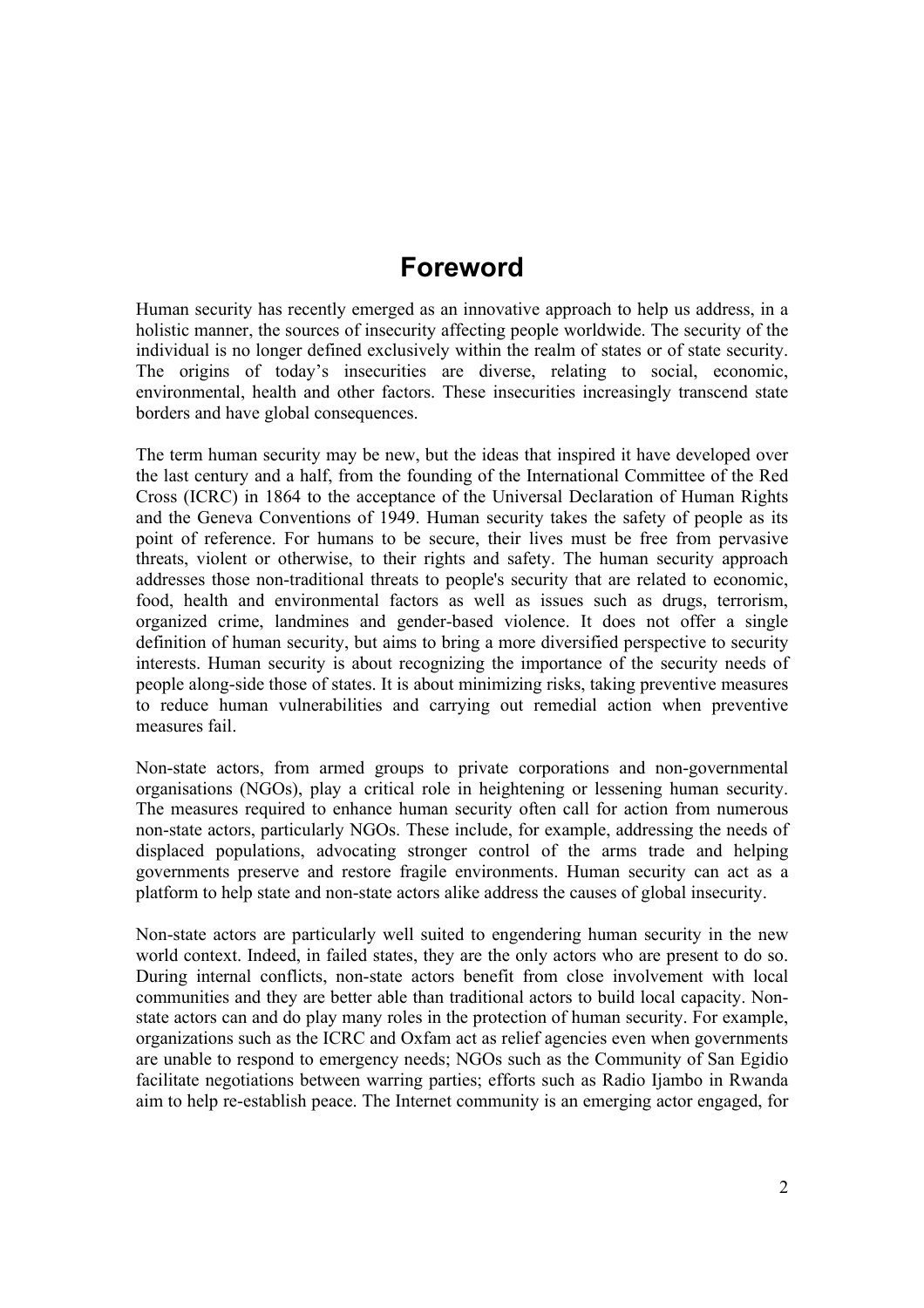# Foreword

Human security has recently emerged as an innovative approach to help us address, in a holistic manner, the sources of insecurity affecting people worldwide. The security of the individual is no longer defined exclusively within the realm of states or of state security. The origins of today's insecurities are diverse, relating to social, economic, environmental, health and other factors. These insecurities increasingly transcend state borders and have global consequences.

The term human security may be new, but the ideas that inspired it have developed over the last century and a half, from the founding of the International Committee of the Red Cross (ICRC) in 1864 to the acceptance of the Universal Declaration of Human Rights and the Geneva Conventions of 1949. Human security takes the safety of people as its point of reference. For humans to be secure, their lives must be free from pervasive threats, violent or otherwise, to their rights and safety. The human security approach addresses those non-traditional threats to people's security that are related to economic, food, health and environmental factors as well as issues such as drugs, terrorism, organized crime, landmines and gender-based violence. It does not offer a single definition of human security, but aims to bring a more diversified perspective to security interests. Human security is about recognizing the importance of the security needs of people along-side those of states. It is about minimizing risks, taking preventive measures to reduce human vulnerabilities and carrying out remedial action when preventive measures fail.

Non-state actors, from armed groups to private corporations and non-governmental organisations (NGOs), play a critical role in heightening or lessening human security. The measures required to enhance human security often call for action from numerous non-state actors, particularly NGOs. These include, for example, addressing the needs of displaced populations, advocating stronger control of the arms trade and helping governments preserve and restore fragile environments. Human security can act as a platform to help state and non-state actors alike address the causes of global insecurity.

Non-state actors are particularly well suited to engendering human security in the new world context. Indeed, in failed states, they are the only actors who are present to do so. During internal conflicts, non-state actors benefit from close involvement with local communities and they are better able than traditional actors to build local capacity. Non-state actors can and do play many roles in the protection of human security. For example, organizations such as the ICRC and Oxfam act as relief agencies even when governments are unable to respond to emergency needs; NGOs such as the Community of San Egidio facilitate negotiations between warring parties; efforts such as Radio Ijambo in Rwanda aim to help re-establish peace. The Internet community is an emerging actor engaged, for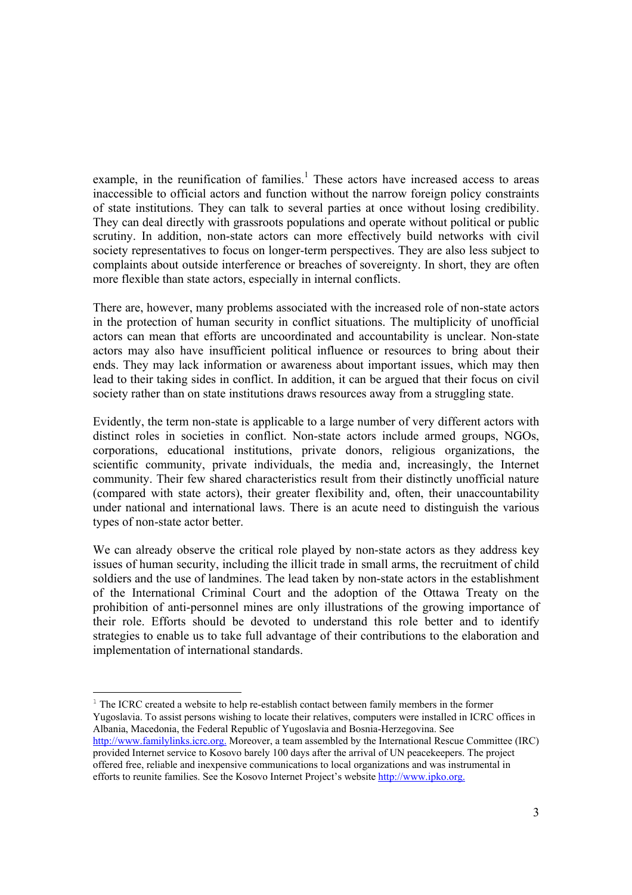example, in the reunification of families.[1] These actors have increased access to areas inaccessible to official actors and function without the narrow foreign policy constraints of state institutions. They can talk to several parties at once without losing credibility. They can deal directly with grassroots populations and operate without political or public scrutiny. In addition, non-state actors can more effectively build networks with civil society representatives to focus on longer-term perspectives. They are also less subject to complaints about outside interference or breaches of sovereignty. In short, they are often more flexible than state actors, especially in internal conflicts.

There are, however, many problems associated with the increased role of non-state actors in the protection of human security in conflict situations. The multiplicity of unofficial actors can mean that efforts are uncoordinated and accountability is unclear. Non-state actors may also have insufficient political influence or resources to bring about their ends. They may lack information or awareness about important issues, which may then lead to their taking sides in conflict. In addition, it can be argued that their focus on civil society rather than on state institutions draws resources away from a struggling state.

Evidently, the term non-state is applicable to a large number of very different actors with distinct roles in societies in conflict. Non-state actors include armed groups, NGOs, corporations, educational institutions, private donors, religious organizations, the scientific community, private individuals, the media and, increasingly, the Internet community. Their few shared characteristics result from their distinctly unofficial nature (compared with state actors), their greater flexibility and, often, their unaccountability under national and international laws. There is an acute need to distinguish the various types of non-state actor better.

We can already observe the critical role played by non-state actors as they address key issues of human security, including the illicit trade in small arms, the recruitment of child soldiers and the use of landmines. The lead taken by non-state actors in the establishment of the International Criminal Court and the adoption of the Ottawa Treaty on the prohibition of anti-personnel mines are only illustrations of the growing importance of their role. Efforts should be devoted to understand this role better and to identify strategies to enable us to take full advantage of their contributions to the elaboration and implementation of international standards.

---

[1] The ICRC created a website to help re-establish contact between family members in the former Yugoslavia. To assist persons wishing to locate their relatives, computers were installed in ICRC offices in Albania, Macedonia, the Federal Republic of Yugoslavia and Bosnia-Herzegovina. See http://www.familylinks.icrc.org. Moreover, a team assembled by the International Rescue Committee (IRC) provided Internet service to Kosovo barely 100 days after the arrival of UN peacekeepers. The project offered free, reliable and inexpensive communications to local organizations and was instrumental in efforts to reunite families. See the Kosovo Internet Project's website http://www.ipko.org.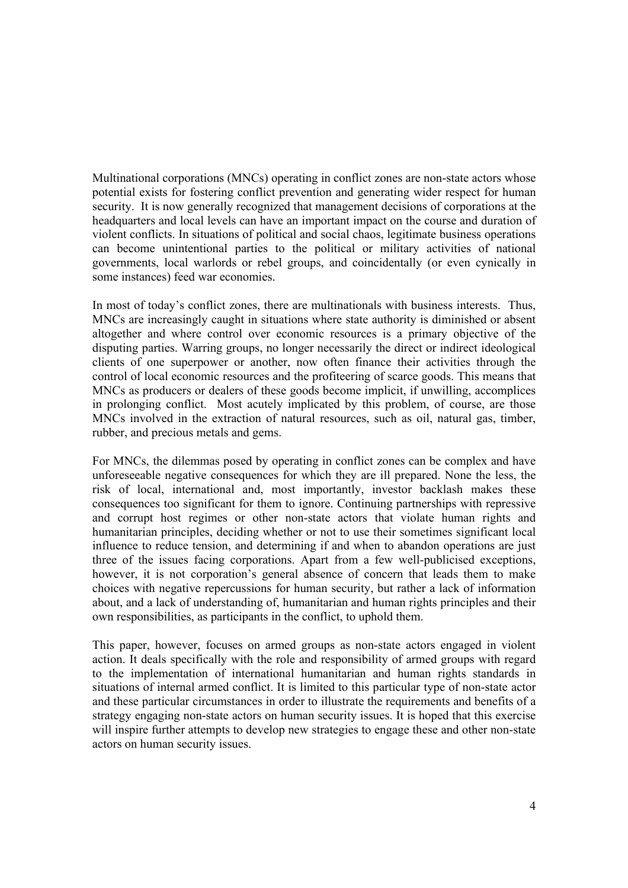Multinational corporations (MNCs) operating in conflict zones are non-state actors whose potential exists for fostering conflict prevention and generating wider respect for human security. It is now generally recognized that management decisions of corporations at the headquarters and local levels can have an important impact on the course and duration of violent conflicts. In situations of political and social chaos, legitimate business operations can become unintentional parties to the political or military activities of national governments, local warlords or rebel groups, and coincidentally (or even cynically in some instances) feed war economies.

In most of today's conflict zones, there are multinationals with business interests. Thus, MNCs are increasingly caught in situations where state authority is diminished or absent altogether and where control over economic resources is a primary objective of the disputing parties. Warring groups, no longer necessarily the direct or indirect ideological clients of one superpower or another, now often finance their activities through the control of local economic resources and the profiteering of scarce goods. This means that MNCs as producers or dealers of these goods become implicit, if unwilling, accomplices in prolonging conflict. Most acutely implicated by this problem, of course, are those MNCs involved in the extraction of natural resources, such as oil, natural gas, timber, rubber, and precious metals and gems.

For MNCs, the dilemmas posed by operating in conflict zones can be complex and have unforeseeable negative consequences for which they are ill prepared. None the less, the risk of local, international and, most importantly, investor backlash makes these consequences too significant for them to ignore. Continuing partnerships with repressive and corrupt host regimes or other non-state actors that violate human rights and humanitarian principles, deciding whether or not to use their sometimes significant local influence to reduce tension, and determining if and when to abandon operations are just three of the issues facing corporations. Apart from a few well-publicised exceptions, however, it is not corporation's general absence of concern that leads them to make choices with negative repercussions for human security, but rather a lack of information about, and a lack of understanding of, humanitarian and human rights principles and their own responsibilities, as participants in the conflict, to uphold them.

This paper, however, focuses on armed groups as non-state actors engaged in violent action. It deals specifically with the role and responsibility of armed groups with regard to the implementation of international humanitarian and human rights standards in situations of internal armed conflict. It is limited to this particular type of non-state actor and these particular circumstances in order to illustrate the requirements and benefits of a strategy engaging non-state actors on human security issues. It is hoped that this exercise will inspire further attempts to develop new strategies to engage these and other non-state actors on human security issues.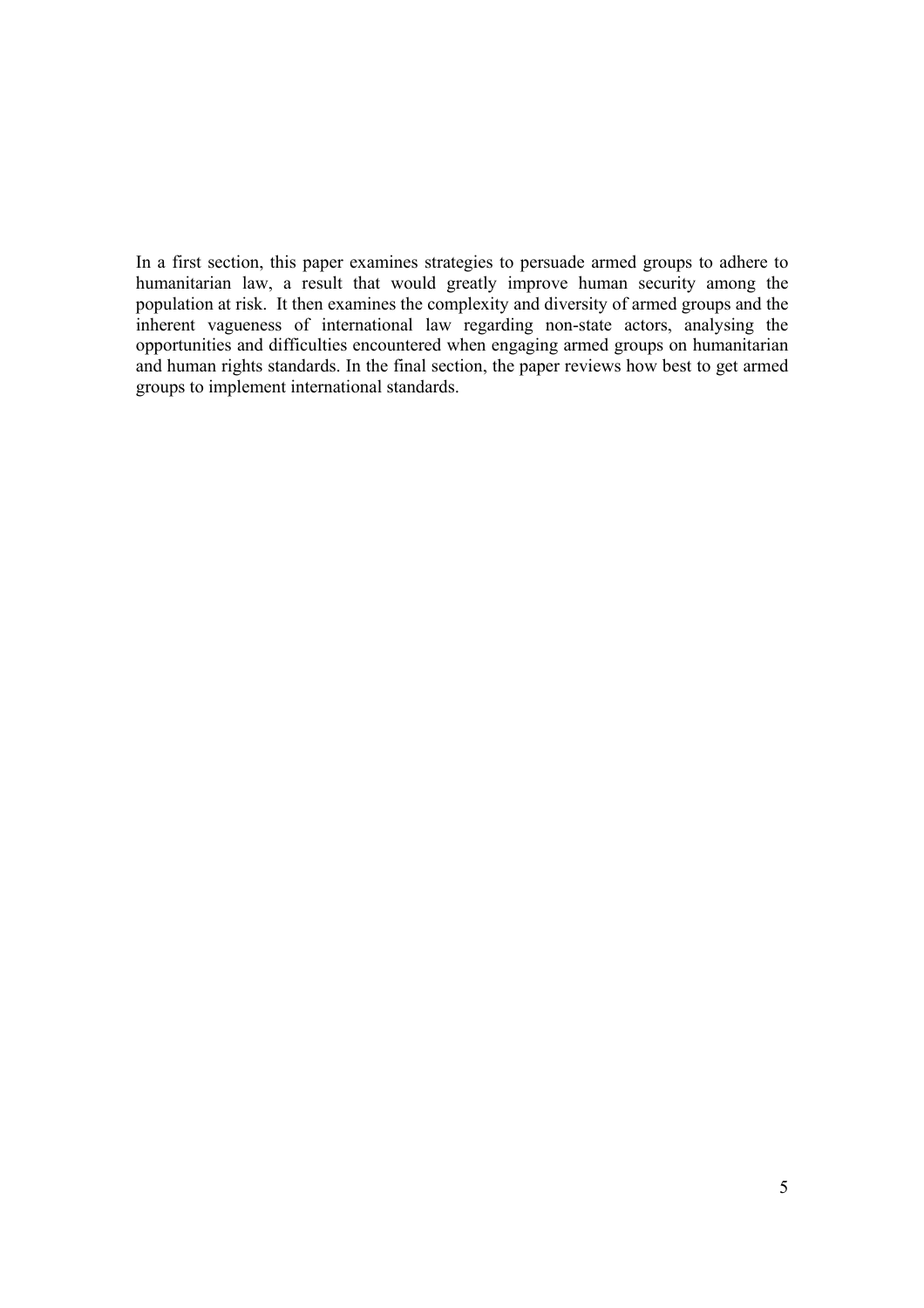In a first section, this paper examines strategies to persuade armed groups to adhere to humanitarian law, a result that would greatly improve human security among the population at risk. It then examines the complexity and diversity of armed groups and the inherent vagueness of international law regarding non-state actors, analysing the opportunities and difficulties encountered when engaging armed groups on humanitarian and human rights standards. In the final section, the paper reviews how best to get armed groups to implement international standards.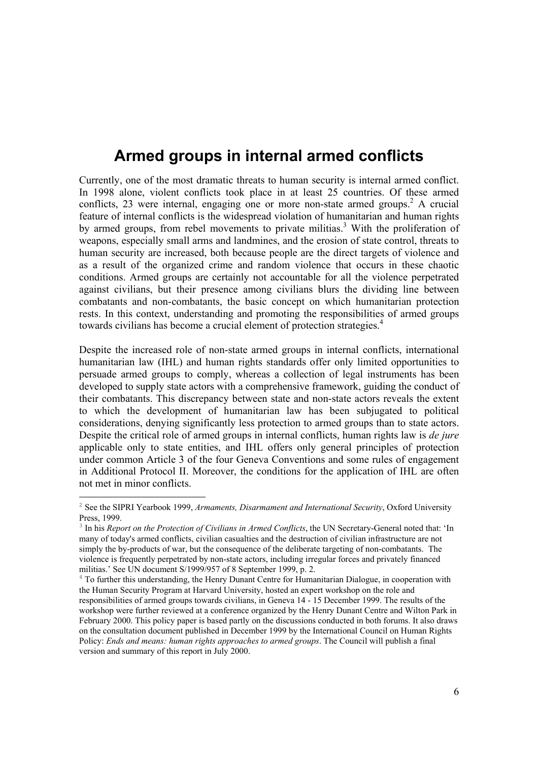# Armed groups in internal armed conflicts

Currently, one of the most dramatic threats to human security is internal armed conflict. In 1998 alone, violent conflicts took place in at least 25 countries. Of these armed conflicts, 23 were internal, engaging one or more non-state armed groups.[2] A crucial feature of internal conflicts is the widespread violation of humanitarian and human rights by armed groups, from rebel movements to private militias.[3] With the proliferation of weapons, especially small arms and landmines, and the erosion of state control, threats to human security are increased, both because people are the direct targets of violence and as a result of the organized crime and random violence that occurs in these chaotic conditions. Armed groups are certainly not accountable for all the violence perpetrated against civilians, but their presence among civilians blurs the dividing line between combatants and non-combatants, the basic concept on which humanitarian protection rests. In this context, understanding and promoting the responsibilities of armed groups towards civilians has become a crucial element of protection strategies.[4]

Despite the increased role of non-state armed groups in internal conflicts, international humanitarian law (IHL) and human rights standards offer only limited opportunities to persuade armed groups to comply, whereas a collection of legal instruments has been developed to supply state actors with a comprehensive framework, guiding the conduct of their combatants. This discrepancy between state and non-state actors reveals the extent to which the development of humanitarian law has been subjugated to political considerations, denying significantly less protection to armed groups than to state actors. Despite the critical role of armed groups in internal conflicts, human rights law is *de jure* applicable only to state entities, and IHL offers only general principles of protection under common Article 3 of the four Geneva Conventions and some rules of engagement in Additional Protocol II. Moreover, the conditions for the application of IHL are often not met in minor conflicts.

---

[2] See the SIPRI Yearbook 1999, *Armaments, Disarmament and International Security*, Oxford University Press, 1999.

[3] In his *Report on the Protection of Civilians in Armed Conflicts*, the UN Secretary-General noted that: 'In many of today's armed conflicts, civilian casualties and the destruction of civilian infrastructure are not simply the by-products of war, but the consequence of the deliberate targeting of non-combatants. The violence is frequently perpetrated by non-state actors, including irregular forces and privately financed militias.' See UN document S/1999/957 of 8 September 1999, p. 2.

[4] To further this understanding, the Henry Dunant Centre for Humanitarian Dialogue, in cooperation with the Human Security Program at Harvard University, hosted an expert workshop on the role and responsibilities of armed groups towards civilians, in Geneva 14 - 15 December 1999. The results of the workshop were further reviewed at a conference organized by the Henry Dunant Centre and Wilton Park in February 2000. This policy paper is based partly on the discussions conducted in both forums. It also draws on the consultation document published in December 1999 by the International Council on Human Rights Policy: *Ends and means: human rights approaches to armed groups*. The Council will publish a final version and summary of this report in July 2000.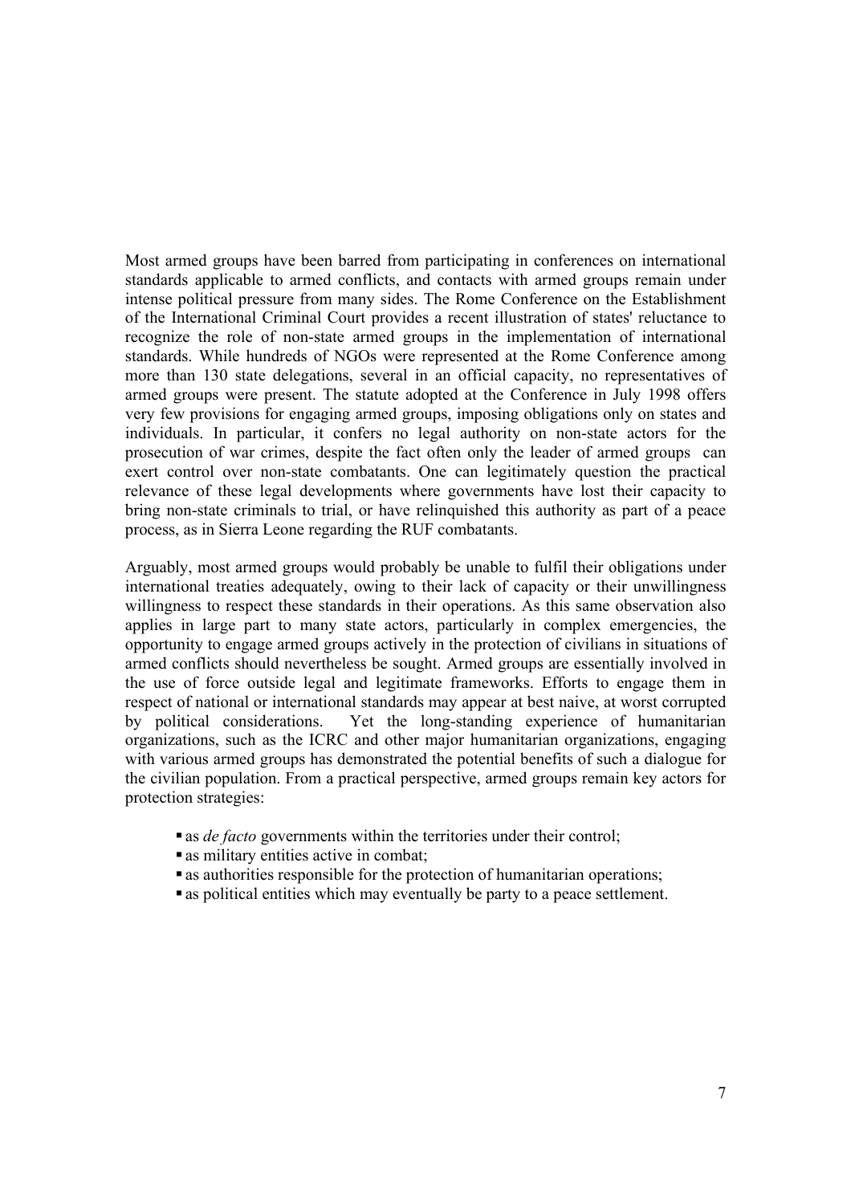Most armed groups have been barred from participating in conferences on international standards applicable to armed conflicts, and contacts with armed groups remain under intense political pressure from many sides. The Rome Conference on the Establishment of the International Criminal Court provides a recent illustration of states' reluctance to recognize the role of non-state armed groups in the implementation of international standards. While hundreds of NGOs were represented at the Rome Conference among more than 130 state delegations, several in an official capacity, no representatives of armed groups were present. The statute adopted at the Conference in July 1998 offers very few provisions for engaging armed groups, imposing obligations only on states and individuals. In particular, it confers no legal authority on non-state actors for the prosecution of war crimes, despite the fact often only the leader of armed groups can exert control over non-state combatants. One can legitimately question the practical relevance of these legal developments where governments have lost their capacity to bring non-state criminals to trial, or have relinquished this authority as part of a peace process, as in Sierra Leone regarding the RUF combatants.

Arguably, most armed groups would probably be unable to fulfil their obligations under international treaties adequately, owing to their lack of capacity or their unwillingness willingness to respect these standards in their operations. As this same observation also applies in large part to many state actors, particularly in complex emergencies, the opportunity to engage armed groups actively in the protection of civilians in situations of armed conflicts should nevertheless be sought. Armed groups are essentially involved in the use of force outside legal and legitimate frameworks. Efforts to engage them in respect of national or international standards may appear at best naive, at worst corrupted by political considerations. Yet the long-standing experience of humanitarian organizations, such as the ICRC and other major humanitarian organizations, engaging with various armed groups has demonstrated the potential benefits of such a dialogue for the civilian population. From a practical perspective, armed groups remain key actors for protection strategies:

- as *de facto* governments within the territories under their control;
- as military entities active in combat;
- as authorities responsible for the protection of humanitarian operations;
- as political entities which may eventually be party to a peace settlement.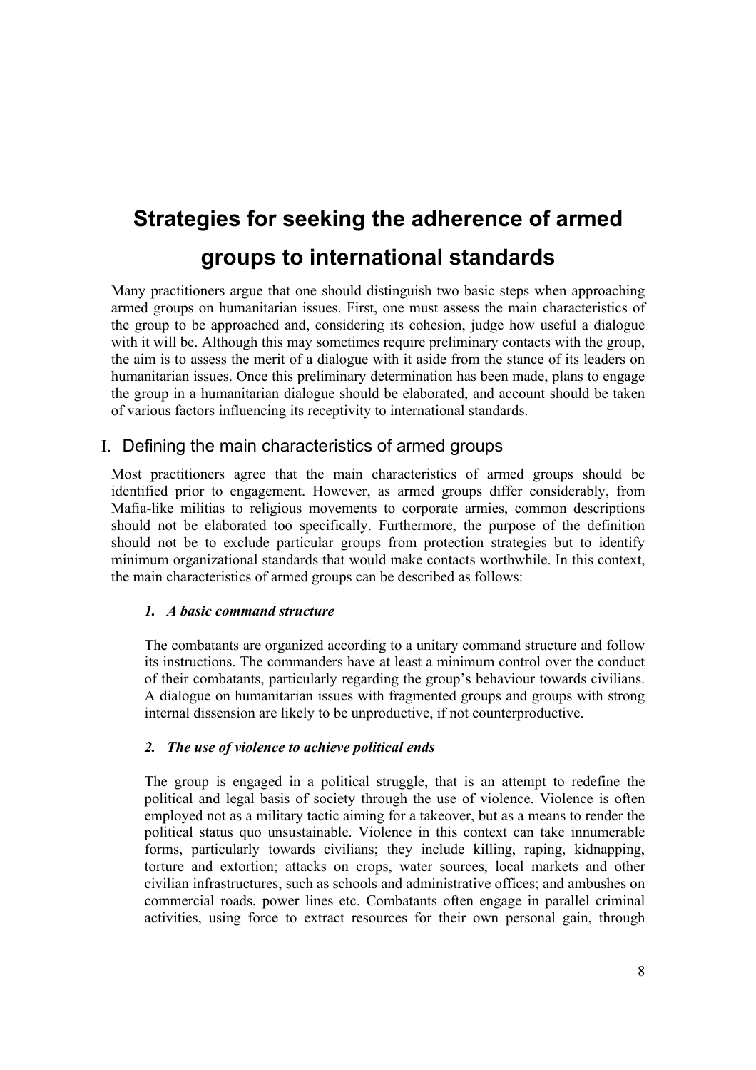# Strategies for seeking the adherence of armed groups to international standards

Many practitioners argue that one should distinguish two basic steps when approaching armed groups on humanitarian issues. First, one must assess the main characteristics of the group to be approached and, considering its cohesion, judge how useful a dialogue with it will be. Although this may sometimes require preliminary contacts with the group, the aim is to assess the merit of a dialogue with it aside from the stance of its leaders on humanitarian issues. Once this preliminary determination has been made, plans to engage the group in a humanitarian dialogue should be elaborated, and account should be taken of various factors influencing its receptivity to international standards.

## I. Defining the main characteristics of armed groups

Most practitioners agree that the main characteristics of armed groups should be identified prior to engagement. However, as armed groups differ considerably, from Mafia-like militias to religious movements to corporate armies, common descriptions should not be elaborated too specifically. Furthermore, the purpose of the definition should not be to exclude particular groups from protection strategies but to identify minimum organizational standards that would make contacts worthwhile. In this context, the main characteristics of armed groups can be described as follows:

### *1. A basic command structure*

The combatants are organized according to a unitary command structure and follow its instructions. The commanders have at least a minimum control over the conduct of their combatants, particularly regarding the group's behaviour towards civilians. A dialogue on humanitarian issues with fragmented groups and groups with strong internal dissension are likely to be unproductive, if not counterproductive.

### *2. The use of violence to achieve political ends*

The group is engaged in a political struggle, that is an attempt to redefine the political and legal basis of society through the use of violence. Violence is often employed not as a military tactic aiming for a takeover, but as a means to render the political status quo unsustainable. Violence in this context can take innumerable forms, particularly towards civilians; they include killing, raping, kidnapping, torture and extortion; attacks on crops, water sources, local markets and other civilian infrastructures, such as schools and administrative offices; and ambushes on commercial roads, power lines etc. Combatants often engage in parallel criminal activities, using force to extract resources for their own personal gain, through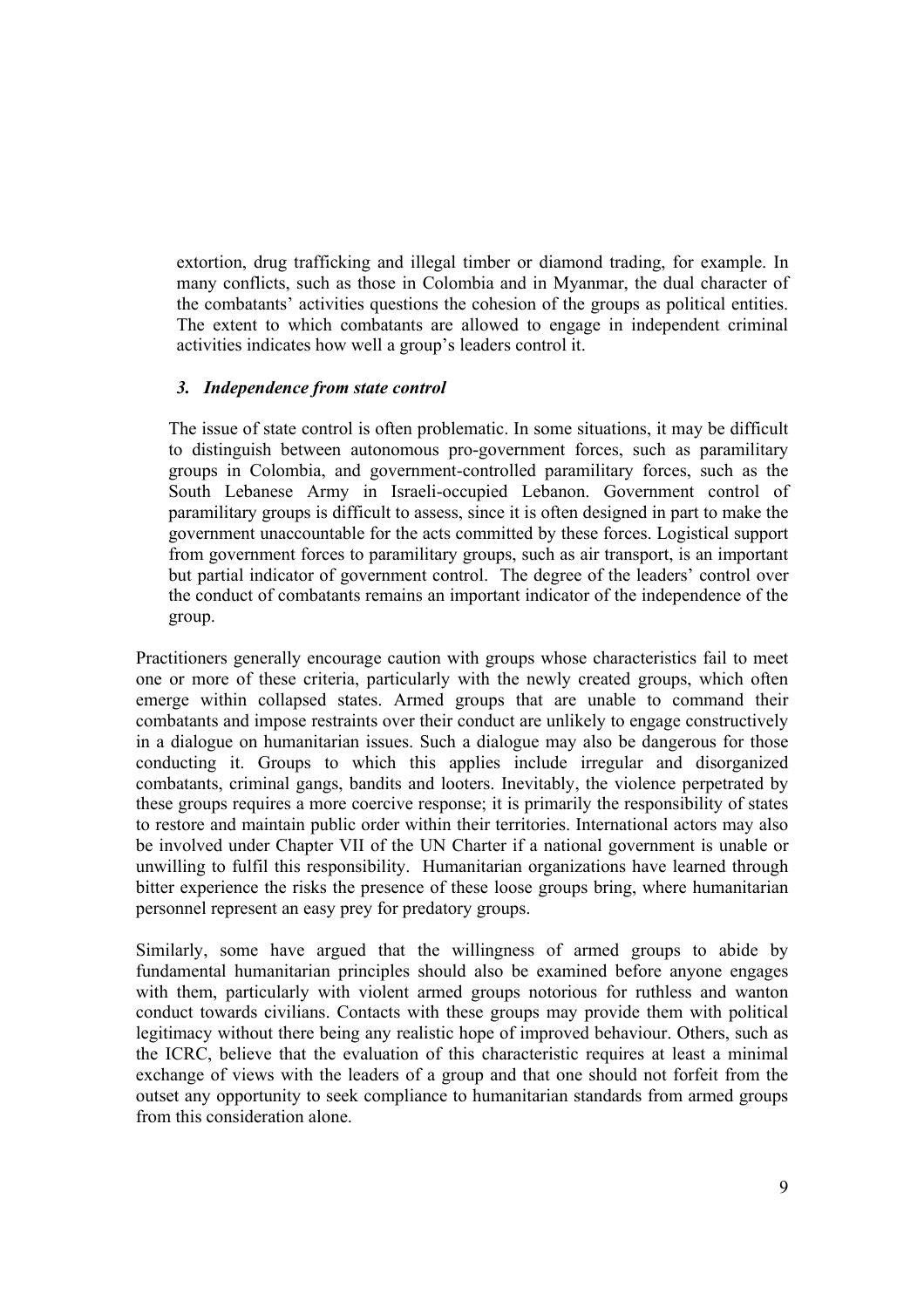extortion, drug trafficking and illegal timber or diamond trading, for example. In many conflicts, such as those in Colombia and in Myanmar, the dual character of the combatants' activities questions the cohesion of the groups as political entities. The extent to which combatants are allowed to engage in independent criminal activities indicates how well a group's leaders control it.

### *3. Independence from state control*

The issue of state control is often problematic. In some situations, it may be difficult to distinguish between autonomous pro-government forces, such as paramilitary groups in Colombia, and government-controlled paramilitary forces, such as the South Lebanese Army in Israeli-occupied Lebanon. Government control of paramilitary groups is difficult to assess, since it is often designed in part to make the government unaccountable for the acts committed by these forces. Logistical support from government forces to paramilitary groups, such as air transport, is an important but partial indicator of government control. The degree of the leaders' control over the conduct of combatants remains an important indicator of the independence of the group.

Practitioners generally encourage caution with groups whose characteristics fail to meet one or more of these criteria, particularly with the newly created groups, which often emerge within collapsed states. Armed groups that are unable to command their combatants and impose restraints over their conduct are unlikely to engage constructively in a dialogue on humanitarian issues. Such a dialogue may also be dangerous for those conducting it. Groups to which this applies include irregular and disorganized combatants, criminal gangs, bandits and looters. Inevitably, the violence perpetrated by these groups requires a more coercive response; it is primarily the responsibility of states to restore and maintain public order within their territories. International actors may also be involved under Chapter VII of the UN Charter if a national government is unable or unwilling to fulfil this responsibility. Humanitarian organizations have learned through bitter experience the risks the presence of these loose groups bring, where humanitarian personnel represent an easy prey for predatory groups.

Similarly, some have argued that the willingness of armed groups to abide by fundamental humanitarian principles should also be examined before anyone engages with them, particularly with violent armed groups notorious for ruthless and wanton conduct towards civilians. Contacts with these groups may provide them with political legitimacy without there being any realistic hope of improved behaviour. Others, such as the ICRC, believe that the evaluation of this characteristic requires at least a minimal exchange of views with the leaders of a group and that one should not forfeit from the outset any opportunity to seek compliance to humanitarian standards from armed groups from this consideration alone.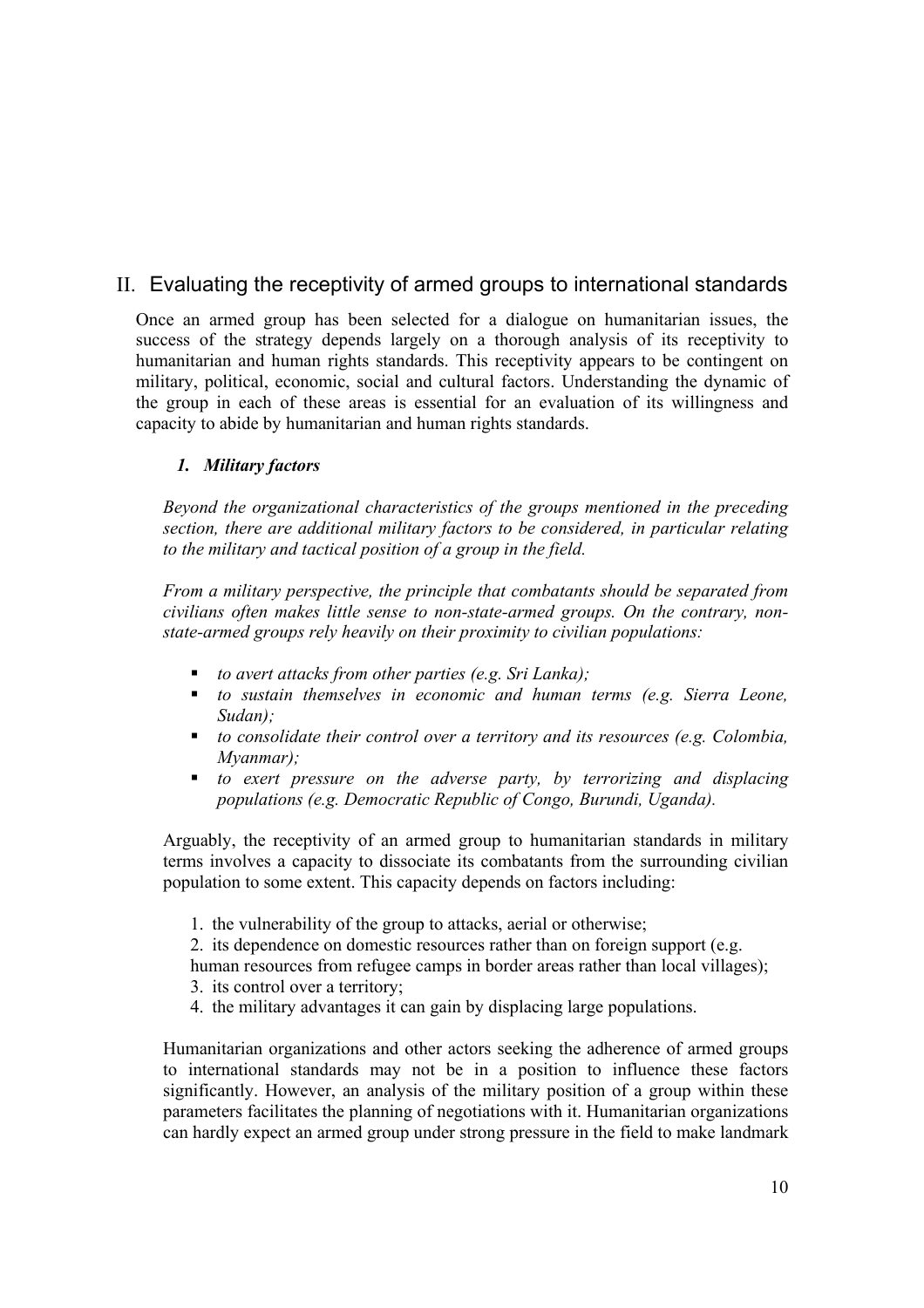## II. Evaluating the receptivity of armed groups to international standards

Once an armed group has been selected for a dialogue on humanitarian issues, the success of the strategy depends largely on a thorough analysis of its receptivity to humanitarian and human rights standards. This receptivity appears to be contingent on military, political, economic, social and cultural factors. Understanding the dynamic of the group in each of these areas is essential for an evaluation of its willingness and capacity to abide by humanitarian and human rights standards.

### *1. Military factors*

*Beyond the organizational characteristics of the groups mentioned in the preceding section, there are additional military factors to be considered, in particular relating to the military and tactical position of a group in the field.*

*From a military perspective, the principle that combatants should be separated from civilians often makes little sense to non-state-armed groups. On the contrary, non-state-armed groups rely heavily on their proximity to civilian populations:*

- *to avert attacks from other parties (e.g. Sri Lanka);*
- *to sustain themselves in economic and human terms (e.g. Sierra Leone, Sudan);*
- *to consolidate their control over a territory and its resources (e.g. Colombia, Myanmar);*
- *to exert pressure on the adverse party, by terrorizing and displacing populations (e.g. Democratic Republic of Congo, Burundi, Uganda).*

Arguably, the receptivity of an armed group to humanitarian standards in military terms involves a capacity to dissociate its combatants from the surrounding civilian population to some extent. This capacity depends on factors including:

1. the vulnerability of the group to attacks, aerial or otherwise;
2. its dependence on domestic resources rather than on foreign support (e.g. human resources from refugee camps in border areas rather than local villages);
3. its control over a territory;
4. the military advantages it can gain by displacing large populations.

Humanitarian organizations and other actors seeking the adherence of armed groups to international standards may not be in a position to influence these factors significantly. However, an analysis of the military position of a group within these parameters facilitates the planning of negotiations with it. Humanitarian organizations can hardly expect an armed group under strong pressure in the field to make landmark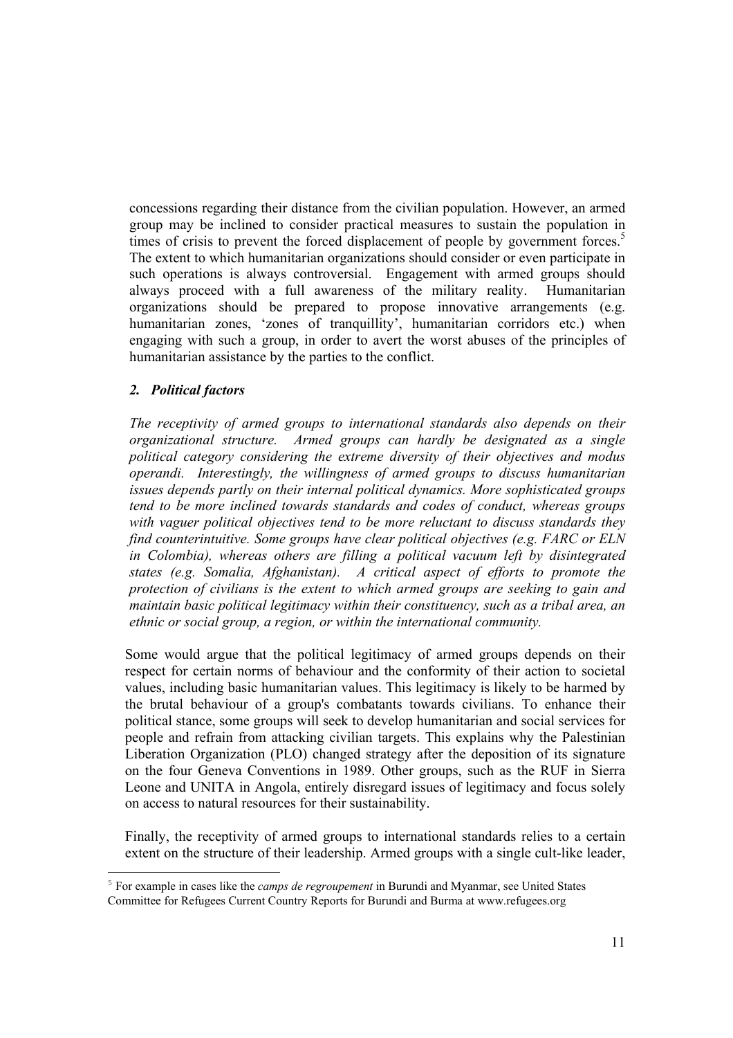concessions regarding their distance from the civilian population. However, an armed group may be inclined to consider practical measures to sustain the population in times of crisis to prevent the forced displacement of people by government forces.[5] The extent to which humanitarian organizations should consider or even participate in such operations is always controversial. Engagement with armed groups should always proceed with a full awareness of the military reality. Humanitarian organizations should be prepared to propose innovative arrangements (e.g. humanitarian zones, 'zones of tranquillity', humanitarian corridors etc.) when engaging with such a group, in order to avert the worst abuses of the principles of humanitarian assistance by the parties to the conflict.

### *2. Political factors*

*The receptivity of armed groups to international standards also depends on their organizational structure. Armed groups can hardly be designated as a single political category considering the extreme diversity of their objectives and modus operandi. Interestingly, the willingness of armed groups to discuss humanitarian issues depends partly on their internal political dynamics. More sophisticated groups tend to be more inclined towards standards and codes of conduct, whereas groups with vaguer political objectives tend to be more reluctant to discuss standards they find counterintuitive. Some groups have clear political objectives (e.g. FARC or ELN in Colombia), whereas others are filling a political vacuum left by disintegrated states (e.g. Somalia, Afghanistan). A critical aspect of efforts to promote the protection of civilians is the extent to which armed groups are seeking to gain and maintain basic political legitimacy within their constituency, such as a tribal area, an ethnic or social group, a region, or within the international community.*

Some would argue that the political legitimacy of armed groups depends on their respect for certain norms of behaviour and the conformity of their action to societal values, including basic humanitarian values. This legitimacy is likely to be harmed by the brutal behaviour of a group's combatants towards civilians. To enhance their political stance, some groups will seek to develop humanitarian and social services for people and refrain from attacking civilian targets. This explains why the Palestinian Liberation Organization (PLO) changed strategy after the deposition of its signature on the four Geneva Conventions in 1989. Other groups, such as the RUF in Sierra Leone and UNITA in Angola, entirely disregard issues of legitimacy and focus solely on access to natural resources for their sustainability.

Finally, the receptivity of armed groups to international standards relies to a certain extent on the structure of their leadership. Armed groups with a single cult-like leader,

---

[5] For example in cases like the *camps de regroupement* in Burundi and Myanmar, see United States Committee for Refugees Current Country Reports for Burundi and Burma at www.refugees.org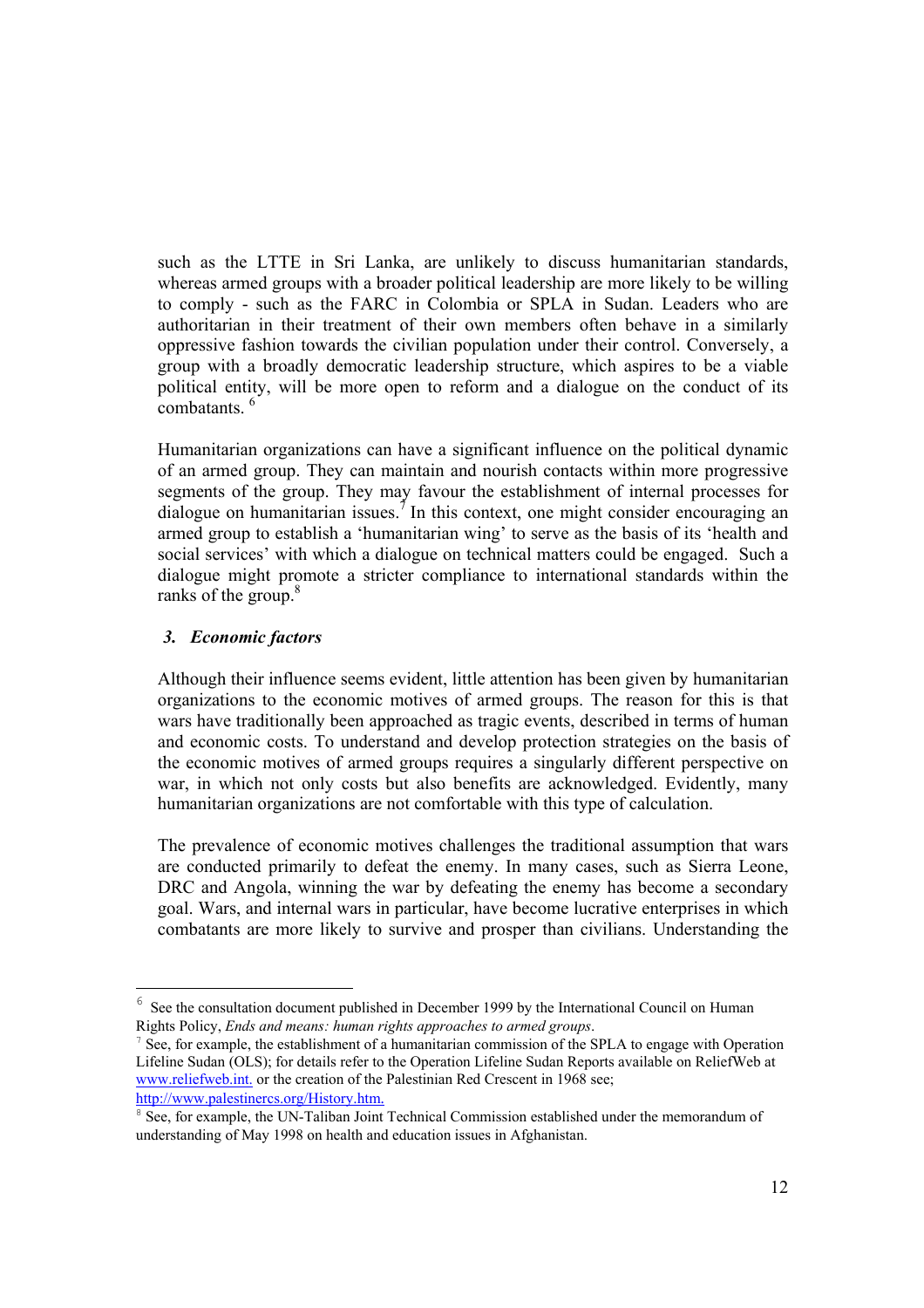such as the LTTE in Sri Lanka, are unlikely to discuss humanitarian standards, whereas armed groups with a broader political leadership are more likely to be willing to comply - such as the FARC in Colombia or SPLA in Sudan. Leaders who are authoritarian in their treatment of their own members often behave in a similarly oppressive fashion towards the civilian population under their control. Conversely, a group with a broadly democratic leadership structure, which aspires to be a viable political entity, will be more open to reform and a dialogue on the conduct of its combatants. [6]

Humanitarian organizations can have a significant influence on the political dynamic of an armed group. They can maintain and nourish contacts within more progressive segments of the group. They may favour the establishment of internal processes for dialogue on humanitarian issues.[7] In this context, one might consider encouraging an armed group to establish a 'humanitarian wing' to serve as the basis of its 'health and social services' with which a dialogue on technical matters could be engaged. Such a dialogue might promote a stricter compliance to international standards within the ranks of the group.[8]

### *3. Economic factors*

Although their influence seems evident, little attention has been given by humanitarian organizations to the economic motives of armed groups. The reason for this is that wars have traditionally been approached as tragic events, described in terms of human and economic costs. To understand and develop protection strategies on the basis of the economic motives of armed groups requires a singularly different perspective on war, in which not only costs but also benefits are acknowledged. Evidently, many humanitarian organizations are not comfortable with this type of calculation.

The prevalence of economic motives challenges the traditional assumption that wars are conducted primarily to defeat the enemy. In many cases, such as Sierra Leone, DRC and Angola, winning the war by defeating the enemy has become a secondary goal. Wars, and internal wars in particular, have become lucrative enterprises in which combatants are more likely to survive and prosper than civilians. Understanding the

---

[6] See the consultation document published in December 1999 by the International Council on Human Rights Policy, *Ends and means: human rights approaches to armed groups*.

[7] See, for example, the establishment of a humanitarian commission of the SPLA to engage with Operation Lifeline Sudan (OLS); for details refer to the Operation Lifeline Sudan Reports available on ReliefWeb at www.reliefweb.int. or the creation of the Palestinian Red Crescent in 1968 see; http://www.palestinercs.org/History.htm.

[8] See, for example, the UN-Taliban Joint Technical Commission established under the memorandum of understanding of May 1998 on health and education issues in Afghanistan.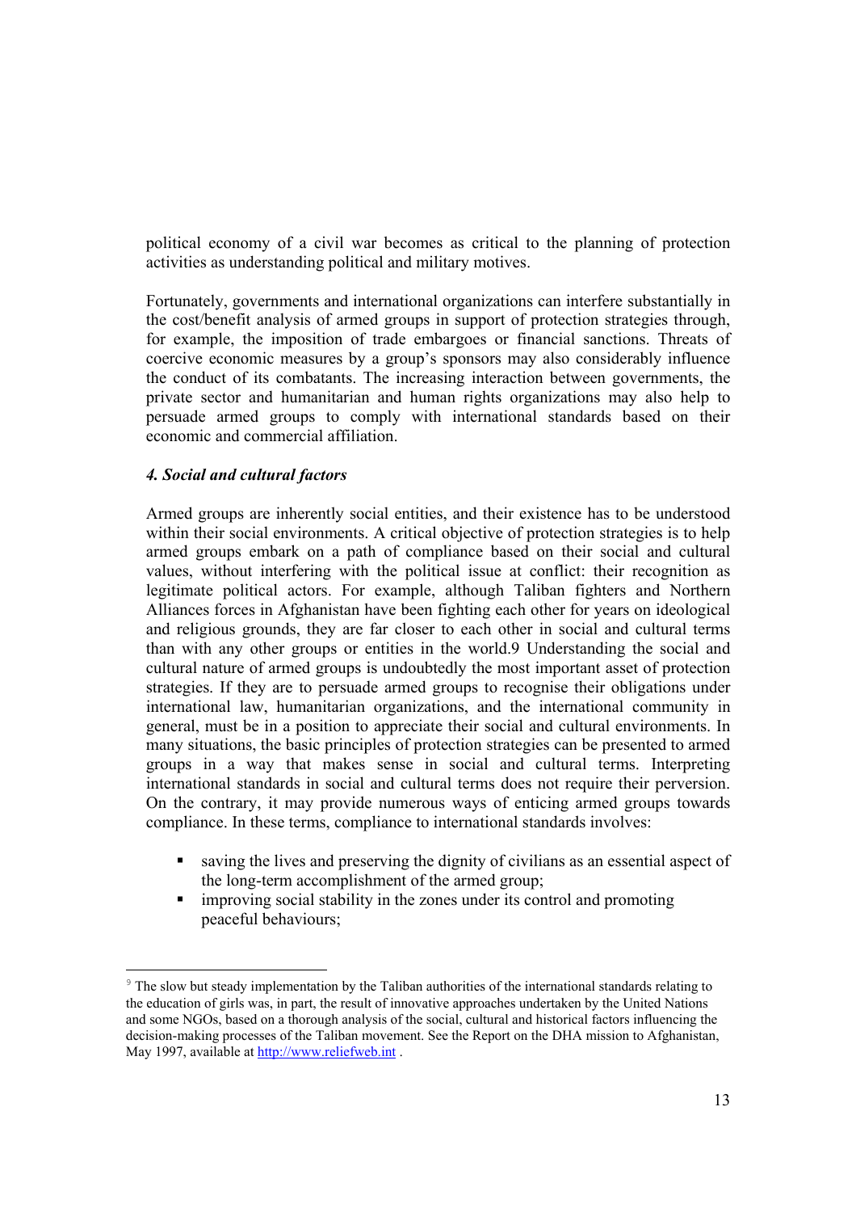political economy of a civil war becomes as critical to the planning of protection activities as understanding political and military motives.

Fortunately, governments and international organizations can interfere substantially in the cost/benefit analysis of armed groups in support of protection strategies through, for example, the imposition of trade embargoes or financial sanctions. Threats of coercive economic measures by a group's sponsors may also considerably influence the conduct of its combatants. The increasing interaction between governments, the private sector and humanitarian and human rights organizations may also help to persuade armed groups to comply with international standards based on their economic and commercial affiliation.

### *4. Social and cultural factors*

Armed groups are inherently social entities, and their existence has to be understood within their social environments. A critical objective of protection strategies is to help armed groups embark on a path of compliance based on their social and cultural values, without interfering with the political issue at conflict: their recognition as legitimate political actors. For example, although Taliban fighters and Northern Alliances forces in Afghanistan have been fighting each other for years on ideological and religious grounds, they are far closer to each other in social and cultural terms than with any other groups or entities in the world.9 Understanding the social and cultural nature of armed groups is undoubtedly the most important asset of protection strategies. If they are to persuade armed groups to recognise their obligations under international law, humanitarian organizations, and the international community in general, must be in a position to appreciate their social and cultural environments. In many situations, the basic principles of protection strategies can be presented to armed groups in a way that makes sense in social and cultural terms. Interpreting international standards in social and cultural terms does not require their perversion. On the contrary, it may provide numerous ways of enticing armed groups towards compliance. In these terms, compliance to international standards involves:

- saving the lives and preserving the dignity of civilians as an essential aspect of the long-term accomplishment of the armed group;
- improving social stability in the zones under its control and promoting peaceful behaviours;

---

[9] The slow but steady implementation by the Taliban authorities of the international standards relating to the education of girls was, in part, the result of innovative approaches undertaken by the United Nations and some NGOs, based on a thorough analysis of the social, cultural and historical factors influencing the decision-making processes of the Taliban movement. See the Report on the DHA mission to Afghanistan, May 1997, available at http://www.reliefweb.int .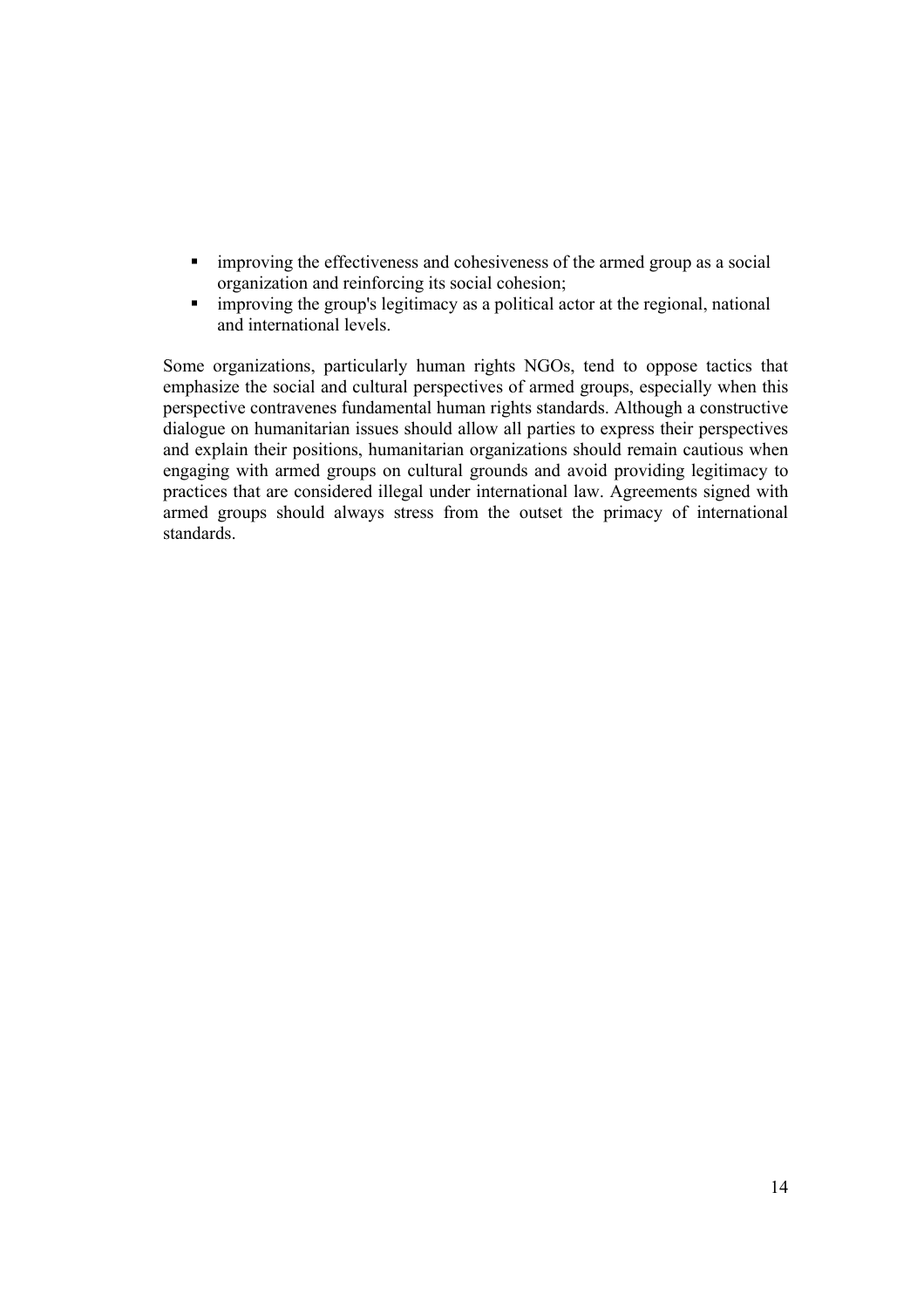- improving the effectiveness and cohesiveness of the armed group as a social organization and reinforcing its social cohesion;
- improving the group's legitimacy as a political actor at the regional, national and international levels.

Some organizations, particularly human rights NGOs, tend to oppose tactics that emphasize the social and cultural perspectives of armed groups, especially when this perspective contravenes fundamental human rights standards. Although a constructive dialogue on humanitarian issues should allow all parties to express their perspectives and explain their positions, humanitarian organizations should remain cautious when engaging with armed groups on cultural grounds and avoid providing legitimacy to practices that are considered illegal under international law. Agreements signed with armed groups should always stress from the outset the primacy of international standards.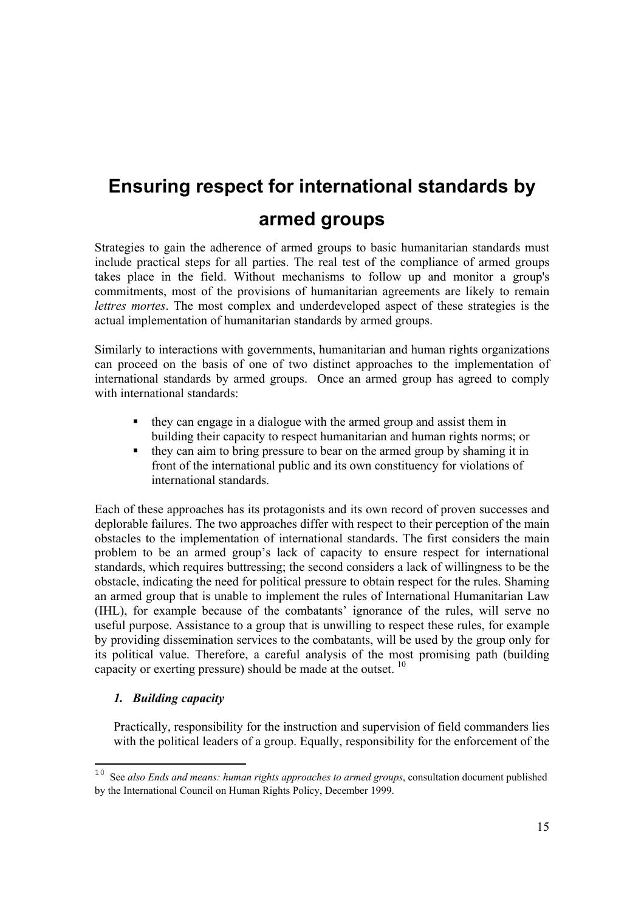# Ensuring respect for international standards by armed groups

Strategies to gain the adherence of armed groups to basic humanitarian standards must include practical steps for all parties. The real test of the compliance of armed groups takes place in the field. Without mechanisms to follow up and monitor a group's commitments, most of the provisions of humanitarian agreements are likely to remain *lettres mortes*. The most complex and underdeveloped aspect of these strategies is the actual implementation of humanitarian standards by armed groups.

Similarly to interactions with governments, humanitarian and human rights organizations can proceed on the basis of one of two distinct approaches to the implementation of international standards by armed groups. Once an armed group has agreed to comply with international standards:

- they can engage in a dialogue with the armed group and assist them in building their capacity to respect humanitarian and human rights norms; or
- they can aim to bring pressure to bear on the armed group by shaming it in front of the international public and its own constituency for violations of international standards.

Each of these approaches has its protagonists and its own record of proven successes and deplorable failures. The two approaches differ with respect to their perception of the main obstacles to the implementation of international standards. The first considers the main problem to be an armed group's lack of capacity to ensure respect for international standards, which requires buttressing; the second considers a lack of willingness to be the obstacle, indicating the need for political pressure to obtain respect for the rules. Shaming an armed group that is unable to implement the rules of International Humanitarian Law (IHL), for example because of the combatants' ignorance of the rules, will serve no useful purpose. Assistance to a group that is unwilling to respect these rules, for example by providing dissemination services to the combatants, will be used by the group only for its political value. Therefore, a careful analysis of the most promising path (building capacity or exerting pressure) should be made at the outset. [10]

### *1. Building capacity*

Practically, responsibility for the instruction and supervision of field commanders lies with the political leaders of a group. Equally, responsibility for the enforcement of the

[10] See *also Ends and means: human rights approaches to armed groups*, consultation document published by the International Council on Human Rights Policy, December 1999.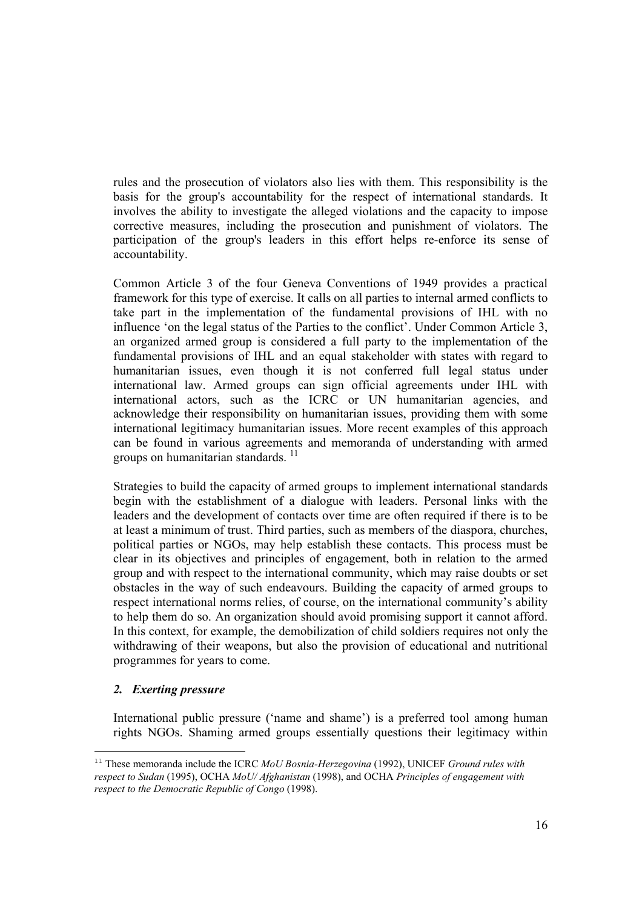rules and the prosecution of violators also lies with them. This responsibility is the basis for the group's accountability for the respect of international standards. It involves the ability to investigate the alleged violations and the capacity to impose corrective measures, including the prosecution and punishment of violators. The participation of the group's leaders in this effort helps re-enforce its sense of accountability.

Common Article 3 of the four Geneva Conventions of 1949 provides a practical framework for this type of exercise. It calls on all parties to internal armed conflicts to take part in the implementation of the fundamental provisions of IHL with no influence 'on the legal status of the Parties to the conflict'. Under Common Article 3, an organized armed group is considered a full party to the implementation of the fundamental provisions of IHL and an equal stakeholder with states with regard to humanitarian issues, even though it is not conferred full legal status under international law. Armed groups can sign official agreements under IHL with international actors, such as the ICRC or UN humanitarian agencies, and acknowledge their responsibility on humanitarian issues, providing them with some international legitimacy humanitarian issues. More recent examples of this approach can be found in various agreements and memoranda of understanding with armed groups on humanitarian standards. [11]

Strategies to build the capacity of armed groups to implement international standards begin with the establishment of a dialogue with leaders. Personal links with the leaders and the development of contacts over time are often required if there is to be at least a minimum of trust. Third parties, such as members of the diaspora, churches, political parties or NGOs, may help establish these contacts. This process must be clear in its objectives and principles of engagement, both in relation to the armed group and with respect to the international community, which may raise doubts or set obstacles in the way of such endeavours. Building the capacity of armed groups to respect international norms relies, of course, on the international community's ability to help them do so. An organization should avoid promising support it cannot afford. In this context, for example, the demobilization of child soldiers requires not only the withdrawing of their weapons, but also the provision of educational and nutritional programmes for years to come.

### *2. Exerting pressure*

International public pressure ('name and shame') is a preferred tool among human rights NGOs. Shaming armed groups essentially questions their legitimacy within

[11] These memoranda include the ICRC *MoU Bosnia-Herzegovina* (1992), UNICEF *Ground rules with respect to Sudan* (1995), OCHA *MoU/ Afghanistan* (1998), and OCHA *Principles of engagement with respect to the Democratic Republic of Congo* (1998).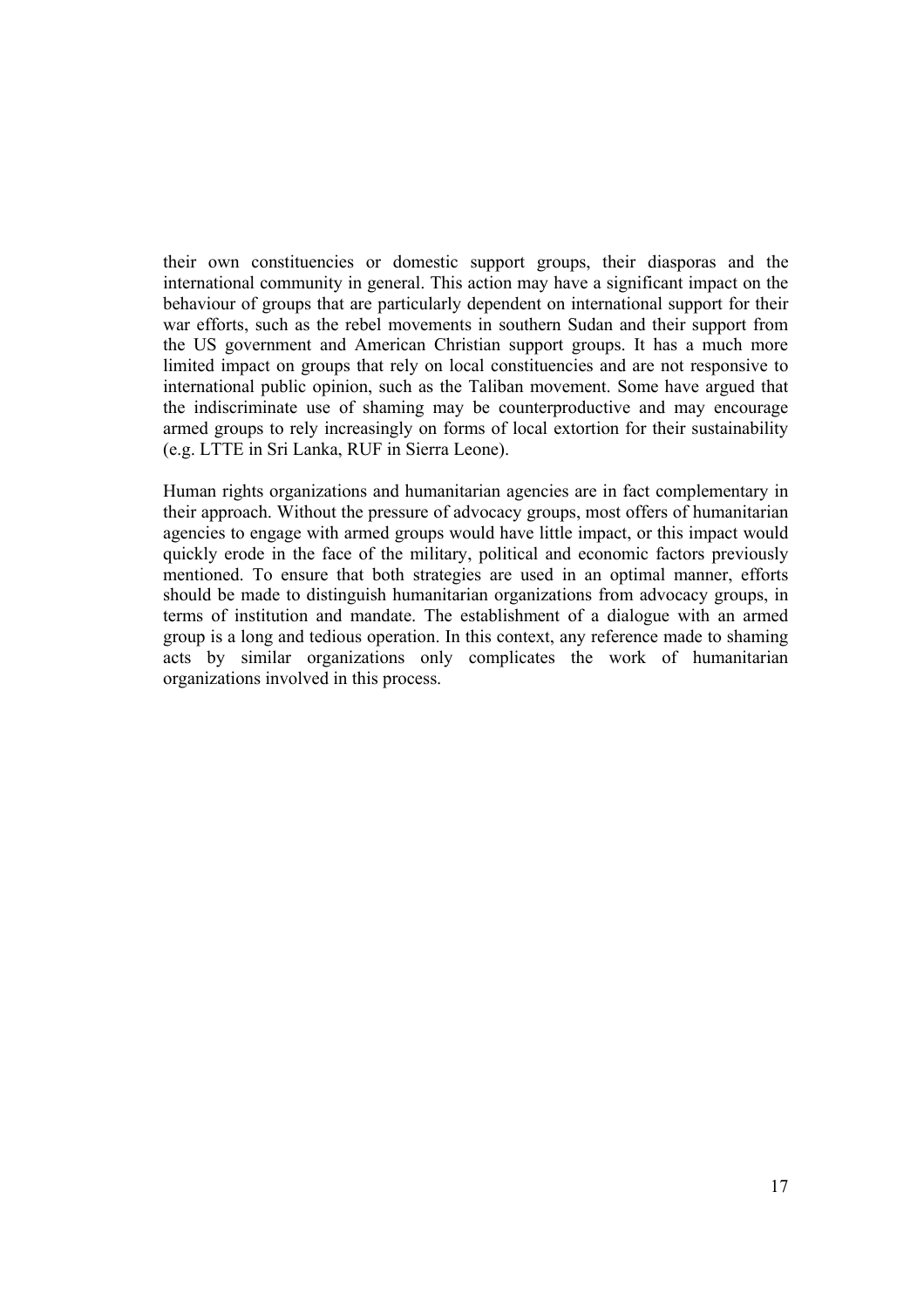their own constituencies or domestic support groups, their diasporas and the international community in general. This action may have a significant impact on the behaviour of groups that are particularly dependent on international support for their war efforts, such as the rebel movements in southern Sudan and their support from the US government and American Christian support groups. It has a much more limited impact on groups that rely on local constituencies and are not responsive to international public opinion, such as the Taliban movement. Some have argued that the indiscriminate use of shaming may be counterproductive and may encourage armed groups to rely increasingly on forms of local extortion for their sustainability (e.g. LTTE in Sri Lanka, RUF in Sierra Leone).

Human rights organizations and humanitarian agencies are in fact complementary in their approach. Without the pressure of advocacy groups, most offers of humanitarian agencies to engage with armed groups would have little impact, or this impact would quickly erode in the face of the military, political and economic factors previously mentioned. To ensure that both strategies are used in an optimal manner, efforts should be made to distinguish humanitarian organizations from advocacy groups, in terms of institution and mandate. The establishment of a dialogue with an armed group is a long and tedious operation. In this context, any reference made to shaming acts by similar organizations only complicates the work of humanitarian organizations involved in this process.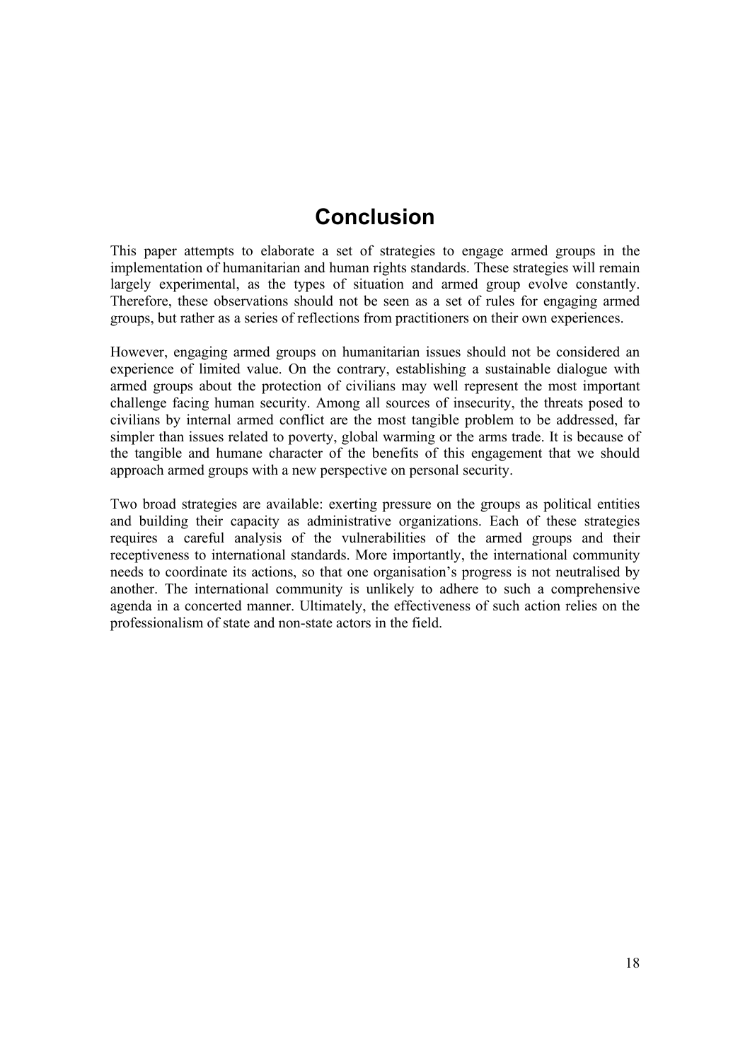# Conclusion

This paper attempts to elaborate a set of strategies to engage armed groups in the implementation of humanitarian and human rights standards. These strategies will remain largely experimental, as the types of situation and armed group evolve constantly. Therefore, these observations should not be seen as a set of rules for engaging armed groups, but rather as a series of reflections from practitioners on their own experiences.

However, engaging armed groups on humanitarian issues should not be considered an experience of limited value. On the contrary, establishing a sustainable dialogue with armed groups about the protection of civilians may well represent the most important challenge facing human security. Among all sources of insecurity, the threats posed to civilians by internal armed conflict are the most tangible problem to be addressed, far simpler than issues related to poverty, global warming or the arms trade. It is because of the tangible and humane character of the benefits of this engagement that we should approach armed groups with a new perspective on personal security.

Two broad strategies are available: exerting pressure on the groups as political entities and building their capacity as administrative organizations. Each of these strategies requires a careful analysis of the vulnerabilities of the armed groups and their receptiveness to international standards. More importantly, the international community needs to coordinate its actions, so that one organisation's progress is not neutralised by another. The international community is unlikely to adhere to such a comprehensive agenda in a concerted manner. Ultimately, the effectiveness of such action relies on the professionalism of state and non-state actors in the field.